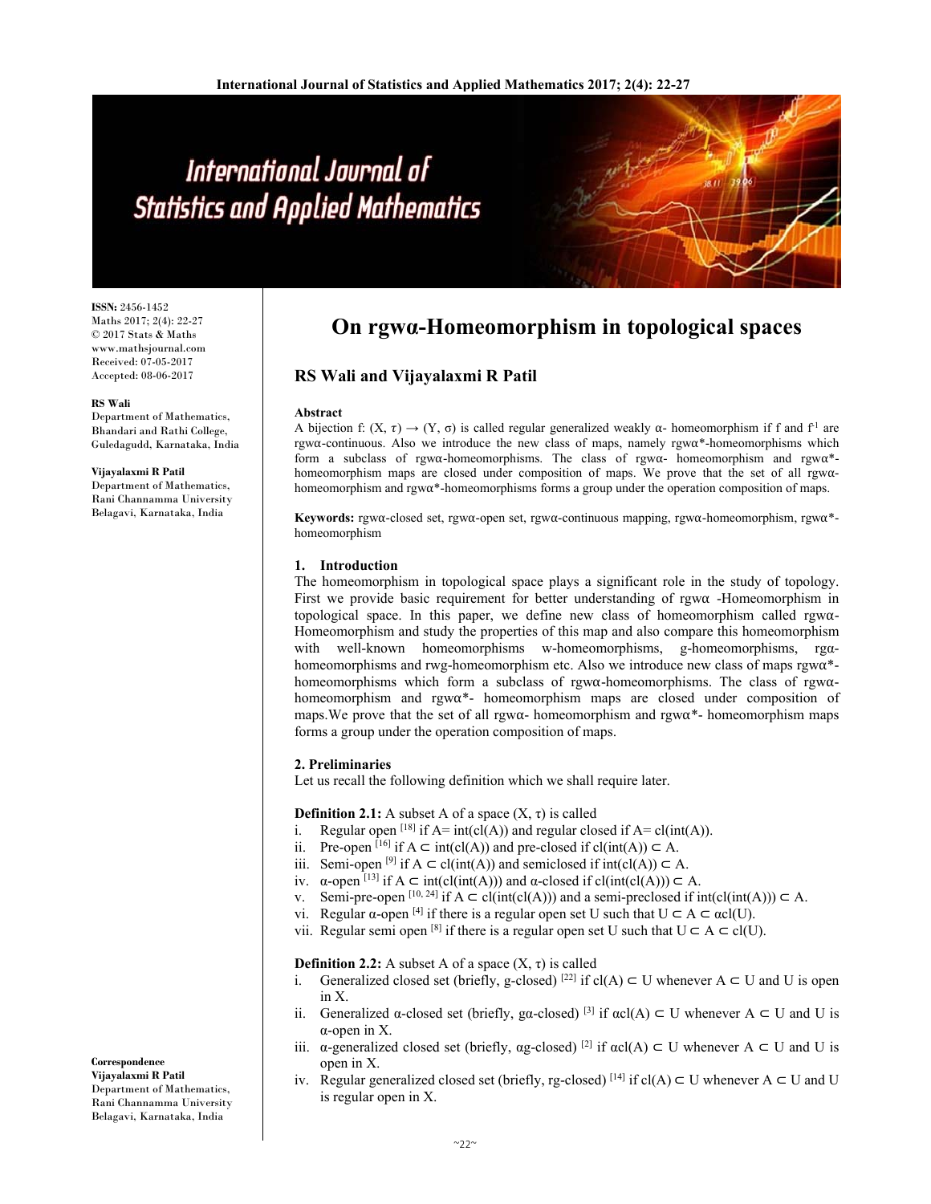# On rgwα-Homeomorphism in topological spaces

**RS Wali and Vijayalaxmi R Patil**

ISSN: 2456-1452
Maths 2017; 2(4): 22-27
© 2017 Stats & Maths
www.mathsjournal.com
Received: 07-05-2017
Accepted: 08-06-2017

**RS Wali**
Department of Mathematics, Bhandari and Rathi College, Guledagudd, Karnataka, India

**Vijayalaxmi R Patil**
Department of Mathematics, Rani Channamma University Belagavi, Karnataka, India

**Correspondence**
**Vijayalaxmi R Patil**
Department of Mathematics, Rani Channamma University Belagavi, Karnataka, India

## Abstract

A bijection f: (X, τ) → (Y, σ) is called regular generalized weakly α- homeomorphism if f and $f^{-1}$ are rgwα-continuous. Also we introduce the new class of maps, namely rgwα*-homeomorphisms which form a subclass of rgwα-homeomorphisms. The class of rgwα- homeomorphism and rgwα*-homeomorphism maps are closed under composition of maps. We prove that the set of all rgwα-homeomorphism and rgwα*-homeomorphisms forms a group under the operation composition of maps.

**Keywords:** rgwα-closed set, rgwα-open set, rgwα-continuous mapping, rgwα-homeomorphism, rgwα*-homeomorphism

## 1. Introduction

The homeomorphism in topological space plays a significant role in the study of topology. First we provide basic requirement for better understanding of rgwα -Homeomorphism in topological space. In this paper, we define new class of homeomorphism called rgwα-Homeomorphism and study the properties of this map and also compare this homeomorphism with well-known homeomorphisms w-homeomorphisms, g-homeomorphisms, rgα-homeomorphisms and rwg-homeomorphism etc. Also we introduce new class of maps rgwα*-homeomorphisms which form a subclass of rgwα-homeomorphisms. The class of rgwα-homeomorphism and rgwα*- homeomorphism maps are closed under composition of maps.We prove that the set of all rgwα- homeomorphism and rgwα*- homeomorphism maps forms a group under the operation composition of maps.

## 2. Preliminaries

Let us recall the following definition which we shall require later.

**Definition 2.1:** A subset A of a space (X, τ) is called

i. Regular open [18] if A= int(cl(A)) and regular closed if A= cl(int(A)).
ii. Pre-open [16] if A ⊂ int(cl(A)) and pre-closed if cl(int(A)) ⊂ A.
iii. Semi-open [9] if A ⊂ cl(int(A)) and semiclosed if int(cl(A)) ⊂ A.
iv. α-open [13] if A ⊂ int(cl(int(A))) and α-closed if cl(int(cl(A))) ⊂ A.
v. Semi-pre-open [10, 24] if A ⊂ cl(int(cl(A))) and a semi-preclosed if int(cl(int(A))) ⊂ A.
vi. Regular α-open [4] if there is a regular open set U such that U ⊂ A ⊂ αcl(U).
vii. Regular semi open [8] if there is a regular open set U such that U ⊂ A ⊂ cl(U).

**Definition 2.2:** A subset A of a space (X, τ) is called

i. Generalized closed set (briefly, g-closed) [22] if cl(A) ⊂ U whenever A ⊂ U and U is open in X.
ii. Generalized α-closed set (briefly, gα-closed) [3] if αcl(A) ⊂ U whenever A ⊂ U and U is α-open in X.
iii. α-generalized closed set (briefly, αg-closed) [2] if αcl(A) ⊂ U whenever A ⊂ U and U is open in X.
iv. Regular generalized closed set (briefly, rg-closed) [14] if cl(A) ⊂ U whenever A ⊂ U and U is regular open in X.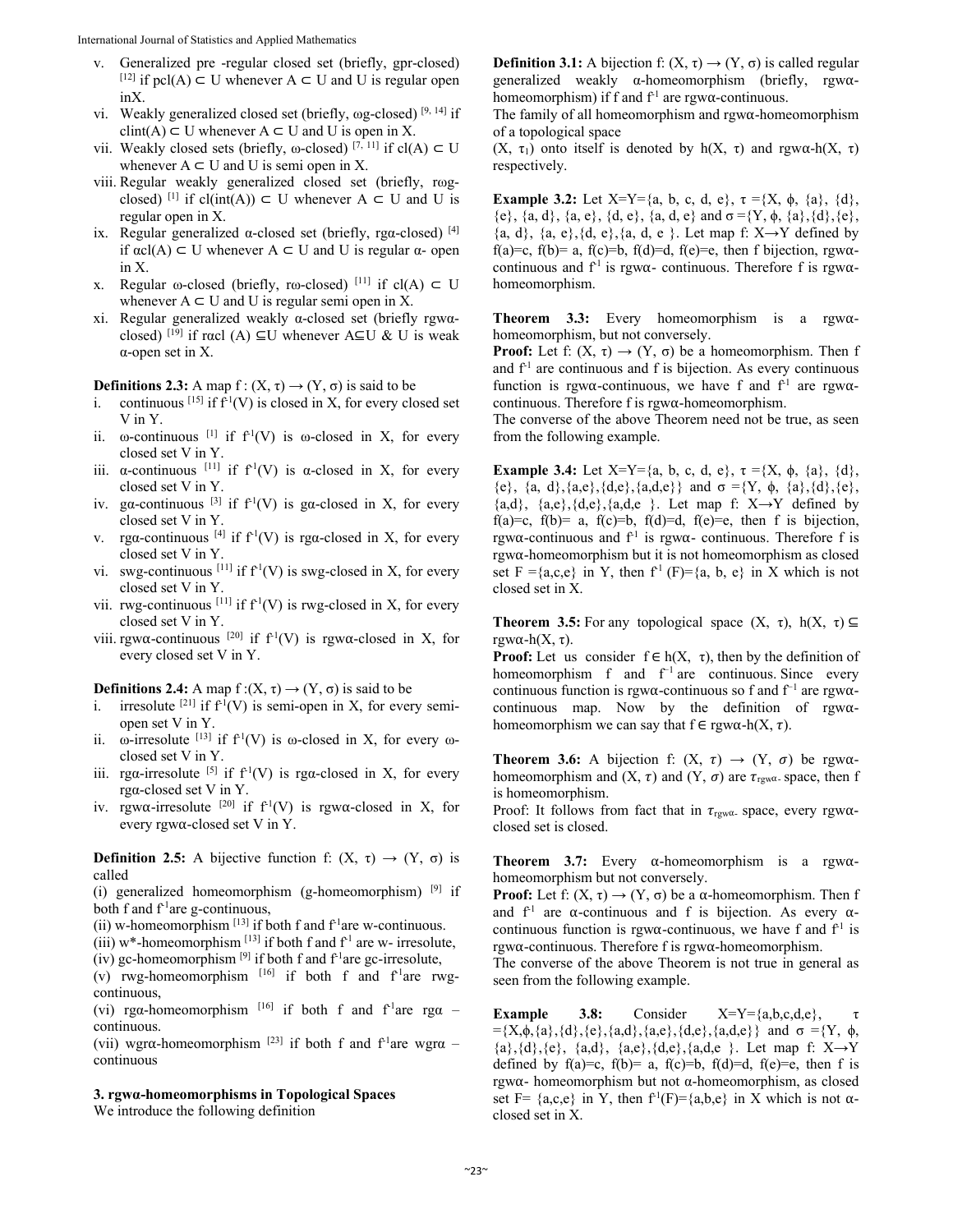v. Generalized pre -regular closed set (briefly, gpr-closed) [12] if pcl(A) ⊂ U whenever A ⊂ U and U is regular open inX.
vi. Weakly generalized closed set (briefly, ωg-closed) [9, 14] if clint(A) ⊂ U whenever A ⊂ U and U is open in X.
vii. Weakly closed sets (briefly, ω-closed) [7, 11] if cl(A) ⊂ U whenever A ⊂ U and U is semi open in X.
viii. Regular weakly generalized closed set (briefly, rωg-closed) [1] if cl(int(A)) ⊂ U whenever A ⊂ U and U is regular open in X.
ix. Regular generalized α-closed set (briefly, rgα-closed) [4] if αcl(A) ⊂ U whenever A ⊂ U and U is regular α- open in X.
x. Regular ω-closed (briefly, rω-closed) [11] if cl(A) ⊂ U whenever A ⊂ U and U is regular semi open in X.
xi. Regular generalized weakly α-closed set (briefly rgwα-closed) [19] if rαcl (A) ⊆U whenever A⊆U & U is weak α-open set in X.

**Definitions 2.3:** A map f : (X, τ) → (Y, σ) is said to be
i. continuous [15] if $f^{-1}(V)$ is closed in X, for every closed set V in Y.
ii. ω-continuous [1] if $f^{-1}(V)$ is ω-closed in X, for every closed set V in Y.
iii. α-continuous [11] if $f^{-1}(V)$ is α-closed in X, for every closed set V in Y.
iv. gα-continuous [3] if $f^{-1}(V)$ is gα-closed in X, for every closed set V in Y.
v. rgα-continuous [4] if $f^{-1}(V)$ is rgα-closed in X, for every closed set V in Y.
vi. swg-continuous [11] if $f^{-1}(V)$ is swg-closed in X, for every closed set V in Y.
vii. rwg-continuous [11] if $f^{-1}(V)$ is rwg-closed in X, for every closed set V in Y.
viii. rgwα-continuous [20] if $f^{-1}(V)$ is rgwα-closed in X, for every closed set V in Y.

**Definitions 2.4:** A map f :(X, τ) → (Y, σ) is said to be
i. irresolute [21] if $f^{-1}(V)$ is semi-open in X, for every semi-open set V in Y.
ii. ω-irresolute [13] if $f^{-1}(V)$ is ω-closed in X, for every ω-closed set V in Y.
iii. rgα-irresolute [5] if $f^{-1}(V)$ is rgα-closed in X, for every rgα-closed set V in Y.
iv. rgwα-irresolute [20] if $f^{-1}(V)$ is rgwα-closed in X, for every rgwα-closed set V in Y.

**Definition 2.5:** A bijective function f: (X, τ) → (Y, σ) is called
(i) generalized homeomorphism (g-homeomorphism) [9] if both f and $f^{-1}$are g-continuous,
(ii) w-homeomorphism [13] if both f and $f^{-1}$are w-continuous.
(iii) w*-homeomorphism [13] if both f and $f^{-1}$ are w- irresolute,
(iv) gc-homeomorphism [9] if both f and $f^{-1}$are gc-irresolute,
(v) rwg-homeomorphism [16] if both f and $f^{-1}$are rwg-continuous,
(vi) rgα-homeomorphism [16] if both f and $f^{-1}$are rgα – continuous.
(vii) wgrα-homeomorphism [23] if both f and $f^{-1}$are wgrα – continuous

## 3. rgwα-homeomorphisms in Topological Spaces

We introduce the following definition

**Definition 3.1:** A bijection f: (X, τ) → (Y, σ) is called regular generalized weakly α-homeomorphism (briefly, rgwα-homeomorphism) if f and $f^{-1}$ are rgwα-continuous.
The family of all homeomorphism and rgwα-homeomorphism of a topological space
(X, $\tau_1$) onto itself is denoted by h(X, τ) and rgwα-h(X, τ) respectively.

**Example 3.2:** Let X=Y={a, b, c, d, e}, τ ={X, ϕ, {a}, {d}, {e}, {a, d}, {a, e}, {d, e}, {a, d, e} and σ ={Y, ϕ, {a},{d},{e}, {a, d}, {a, e},{d, e},{a, d, e }. Let map f: X→Y defined by f(a)=c, f(b)= a, f(c)=b, f(d)=d, f(e)=e, then f bijection, rgwα-continuous and $f^{-1}$ is rgwα- continuous. Therefore f is rgwα-homeomorphism.

**Theorem 3.3:** Every homeomorphism is a rgwα-homeomorphism, but not conversely.
**Proof:** Let f: (X, τ) → (Y, σ) be a homeomorphism. Then f and $f^{-1}$ are continuous and f is bijection. As every continuous function is rgwα-continuous, we have f and $f^{-1}$ are rgwα-continuous. Therefore f is rgwα-homeomorphism.
The converse of the above Theorem need not be true, as seen from the following example.

**Example 3.4:** Let X=Y={a, b, c, d, e}, τ ={X, ϕ, {a}, {d}, {e}, {a, d},{a,e},{d,e},{a,d,e}} and σ ={Y, ϕ, {a},{d},{e}, {a,d}, {a,e},{d,e},{a,d,e }. Let map f: X→Y defined by f(a)=c, f(b)= a, f(c)=b, f(d)=d, f(e)=e, then f is bijection, rgwα-continuous and $f^{-1}$ is rgwα- continuous. Therefore f is rgwα-homeomorphism but it is not homeomorphism as closed set F ={a,c,e} in Y, then $f^{-1}$ (F)={a, b, e} in X which is not closed set in X.

**Theorem 3.5:** For any topological space (X, τ), h(X, τ) ⊆ rgwα-h(X, τ).
**Proof:** Let us consider f ∈ h(X, τ), then by the definition of homeomorphism f and $f^{-1}$ are continuous. Since every continuous function is rgwα-continuous so f and $f^{-1}$ are rgwα-continuous map. Now by the definition of rgwα-homeomorphism we can say that f ∈ rgwα-h(X, τ).

**Theorem 3.6:** A bijection f: (X, τ) → (Y, σ) be rgwα-homeomorphism and (X, τ) and (Y, σ) are $\tau_{rgw\alpha}$- space, then f is homeomorphism.
Proof: It follows from fact that in $\tau_{rgw\alpha}$- space, every rgwα-closed set is closed.

**Theorem 3.7:** Every α-homeomorphism is a rgwα-homeomorphism but not conversely.
**Proof:** Let f: (X, τ) → (Y, σ) be a α-homeomorphism. Then f and $f^{-1}$ are α-continuous and f is bijection. As every α-continuous function is rgwα-continuous, we have f and $f^{-1}$ is rgwα-continuous. Therefore f is rgwα-homeomorphism.
The converse of the above Theorem is not true in general as seen from the following example.

**Example 3.8:** Consider X=Y={a,b,c,d,e}, τ ={X,ϕ,{a},{d},{e},{a,d},{a,e},{d,e},{a,d,e}} and σ ={Y, ϕ, {a},{d},{e}, {a,d}, {a,e},{d,e},{a,d,e }. Let map f: X→Y defined by f(a)=c, f(b)= a, f(c)=b, f(d)=d, f(e)=e, then f is rgwα- homeomorphism but not α-homeomorphism, as closed set F= {a,c,e} in Y, then $f^{-1}$(F)={a,b,e} in X which is not α-closed set in X.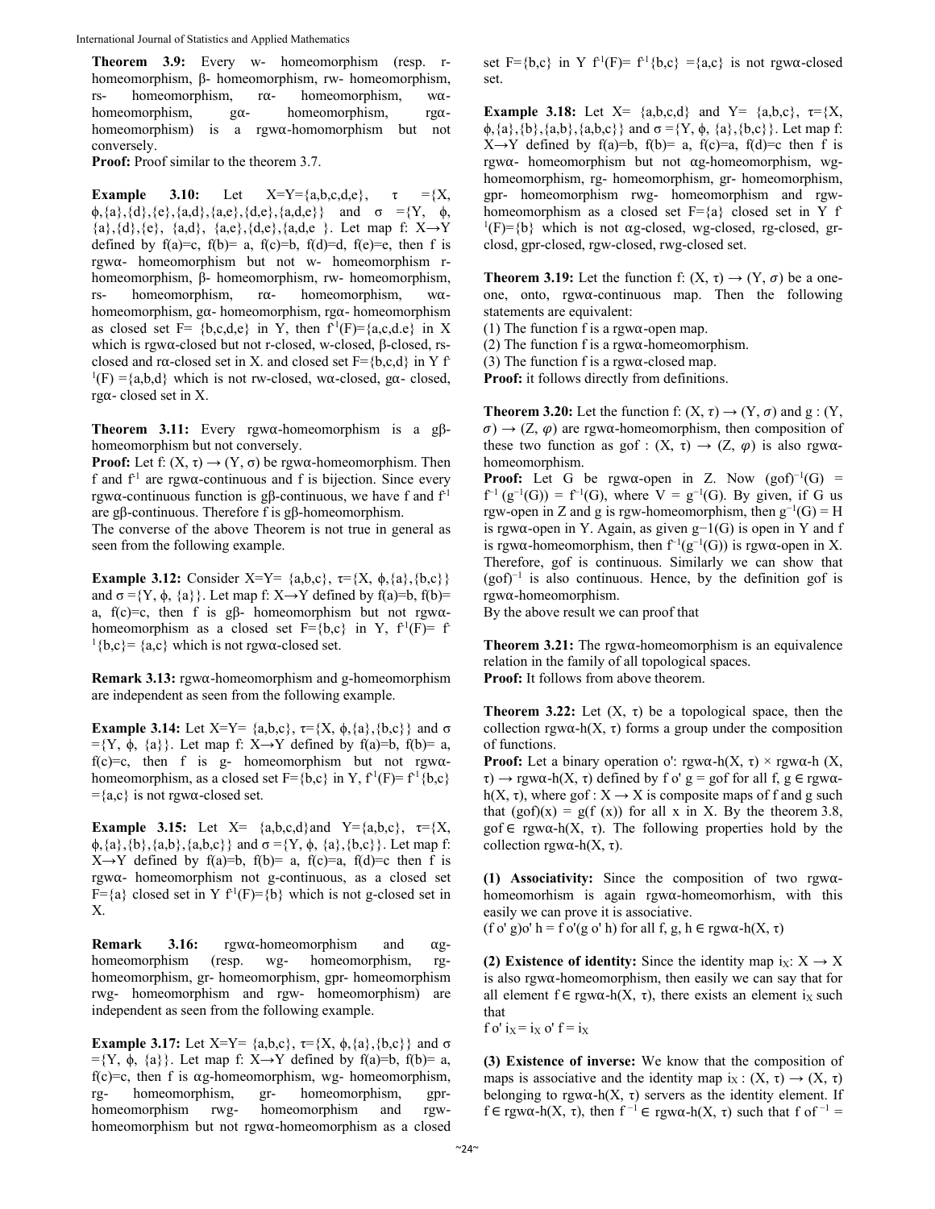**Theorem 3.9:** Every w- homeomorphism (resp. r-homeomorphism, β- homeomorphism, rw- homeomorphism, rs- homeomorphism, rα- homeomorphism, wα-homeomorphism, gα- homeomorphism, rgα-homeomorphism) is a rgwα-homomorphism but not conversely.

**Proof:** Proof similar to the theorem 3.7.

**Example 3.10:** Let X=Y={a,b,c,d,e}, τ ={X, ϕ,{a},{d},{e},{a,d},{a,e},{d,e},{a,d,e}} and σ ={Y, ϕ, {a},{d},{e}, {a,d}, {a,e},{d,e},{a,d,e }. Let map f: X→Y defined by f(a)=c, f(b)= a, f(c)=b, f(d)=d, f(e)=e, then f is rgwα- homeomorphism but not w- homeomorphism r-homeomorphism, β- homeomorphism, rw- homeomorphism, rs- homeomorphism, rα- homeomorphism, wα-homeomorphism, gα- homeomorphism, rgα- homeomorphism as closed set F= {b,c,d,e} in Y, then $f^{-1}(F)$={a,c,d.e} in X which is rgwα-closed but not r-closed, w-closed, β-closed, rs-closed and rα-closed set in X. and closed set F={b,c,d} in Y $f^{-1}(F)$ ={a,b,d} which is not rw-closed, wα-closed, gα- closed, rgα- closed set in X.

**Theorem 3.11:** Every rgwα-homeomorphism is a gβ-homeomorphism but not conversely.

**Proof:** Let f: (X, τ) → (Y, σ) be rgwα-homeomorphism. Then f and $f^{-1}$ are rgwα-continuous and f is bijection. Since every rgwα-continuous function is gβ-continuous, we have f and $f^{-1}$ are gβ-continuous. Therefore f is gβ-homeomorphism.

The converse of the above Theorem is not true in general as seen from the following example.

**Example 3.12:** Consider X=Y= {a,b,c}, τ={X, ϕ,{a},{b,c}} and σ ={Y, ϕ, {a}}. Let map f: X→Y defined by f(a)=b, f(b)= a, f(c)=c, then f is gβ- homeomorphism but not rgwα-homeomorphism as a closed set F={b,c} in Y, $f^{-1}(F)$= $f^{-1}${b,c}= {a,c} which is not rgwα-closed set.

**Remark 3.13:** rgwα-homeomorphism and g-homeomorphism are independent as seen from the following example.

**Example 3.14:** Let X=Y= {a,b,c}, τ={X, ϕ,{a},{b,c}} and σ ={Y, ϕ, {a}}. Let map f: X→Y defined by f(a)=b, f(b)= a, f(c)=c, then f is g- homeomorphism but not rgwα-homeomorphism, as a closed set F={b,c} in Y, $f^{-1}(F)$= $f^{-1}${b,c} ={a,c} is not rgwα-closed set.

**Example 3.15:** Let X= {a,b,c,d}and Y={a,b,c}, τ={X, ϕ,{a},{b},{a,b},{a,b,c}} and σ ={Y, ϕ, {a},{b,c}}. Let map f: X→Y defined by f(a)=b, f(b)= a, f(c)=a, f(d)=c then f is rgwα- homeomorphism not g-continuous, as a closed set F={a} closed set in Y $f^{-1}(F)$={b} which is not g-closed set in X.

**Remark 3.16:** rgwα-homeomorphism and αg-homeomorphism (resp. wg- homeomorphism, rg-homeomorphism, gr- homeomorphism, gpr- homeomorphism rwg- homeomorphism and rgw- homeomorphism) are independent as seen from the following example.

**Example 3.17:** Let X=Y= {a,b,c}, τ={X, ϕ,{a},{b,c}} and σ ={Y, ϕ, {a}}. Let map f: X→Y defined by f(a)=b, f(b)= a, f(c)=c, then f is αg-homeomorphism, wg- homeomorphism, rg- homeomorphism, gr- homeomorphism, gpr-homeomorphism rwg- homeomorphism and rgw-homeomorphism but not rgwα-homeomorphism as a closed set F={b,c} in Y $f^{-1}(F)$= $f^{-1}${b,c} ={a,c} is not rgwα-closed set.

**Example 3.18:** Let X= {a,b,c,d} and Y= {a,b,c}, τ={X, ϕ,{a},{b},{a,b},{a,b,c}} and σ ={Y, ϕ, {a},{b,c}}. Let map f: X→Y defined by f(a)=b, f(b)= a, f(c)=a, f(d)=c then f is rgwα- homeomorphism but not αg-homeomorphism, wg-homeomorphism, rg- homeomorphism, gr- homeomorphism, gpr- homeomorphism rwg- homeomorphism and rgw-homeomorphism as a closed set F={a} closed set in Y $f^{-1}(F)$={b} which is not αg-closed, wg-closed, rg-closed, gr-closd, gpr-closed, rgw-closed, rwg-closed set.

**Theorem 3.19:** Let the function f: (X, τ) → (Y, σ) be a one-one, onto, rgwα-continuous map. Then the following statements are equivalent:

(1) The function f is a rgwα-open map.
(2) The function f is a rgwα-homeomorphism.
(3) The function f is a rgwα-closed map.

**Proof:** it follows directly from definitions.

**Theorem 3.20:** Let the function f: (X, τ) → (Y, σ) and g : (Y, σ) → (Z, φ) are rgwα-homeomorphism, then composition of these two function as gof : (X, τ) → (Z, φ) is also rgwα-homeomorphism.

**Proof:** Let G be rgwα-open in Z. Now $(gof)^{-1}(G)$ = $f^{-1}(g^{-1}(G))$ = $f^{-1}(G)$, where V = $g^{-1}(G)$. By given, if G us rgw-open in Z and g is rgw-homeomorphism, then $g^{-1}(G)$ = H is rgwα-open in Y. Again, as given g−1(G) is open in Y and f is rgwα-homeomorphism, then $f^{-1}(g^{-1}(G))$ is rgwα-open in X. Therefore, gof is continuous. Similarly we can show that $(gof)^{-1}$ is also continuous. Hence, by the definition gof is rgwα-homeomorphism.

By the above result we can proof that

**Theorem 3.21:** The rgwα-homeomorphism is an equivalence relation in the family of all topological spaces.

**Proof:** It follows from above theorem.

**Theorem 3.22:** Let (X, τ) be a topological space, then the collection rgwα-h(X, τ) forms a group under the composition of functions.

**Proof:** Let a binary operation o': rgwα-h(X, τ) × rgwα-h (X, τ) → rgwα-h(X, τ) defined by f o' g = gof for all f, g ∈ rgwα-h(X, τ), where gof : X → X is composite maps of f and g such that (gof)(x) = g(f (x)) for all x in X. By the theorem 3.8, gof ∈ rgwα-h(X, τ). The following properties hold by the collection rgwα-h(X, τ).

**(1) Associativity:** Since the composition of two rgwα-homeomorhism is again rgwα-homeomorhism, with this easily we can prove it is associative.

(f o' g)o' h = f o'(g o' h) for all f, g, h ∈ rgwα-h(X, τ)

**(2) Existence of identity:** Since the identity map $i_X$: X → X is also rgwα-homeomorphism, then easily we can say that for all element f ∈ rgwα-h(X, τ), there exists an element $i_X$ such that

f o' $i_X$ = $i_X$ o' f = $i_X$

**(3) Existence of inverse:** We know that the composition of maps is associative and the identity map $i_X$ : (X, τ) → (X, τ) belonging to rgwα-h(X, τ) servers as the identity element. If f ∈ rgwα-h(X, τ), then $f^{-1}$ ∈ rgwα-h(X, τ) such that f o$f^{-1}$ =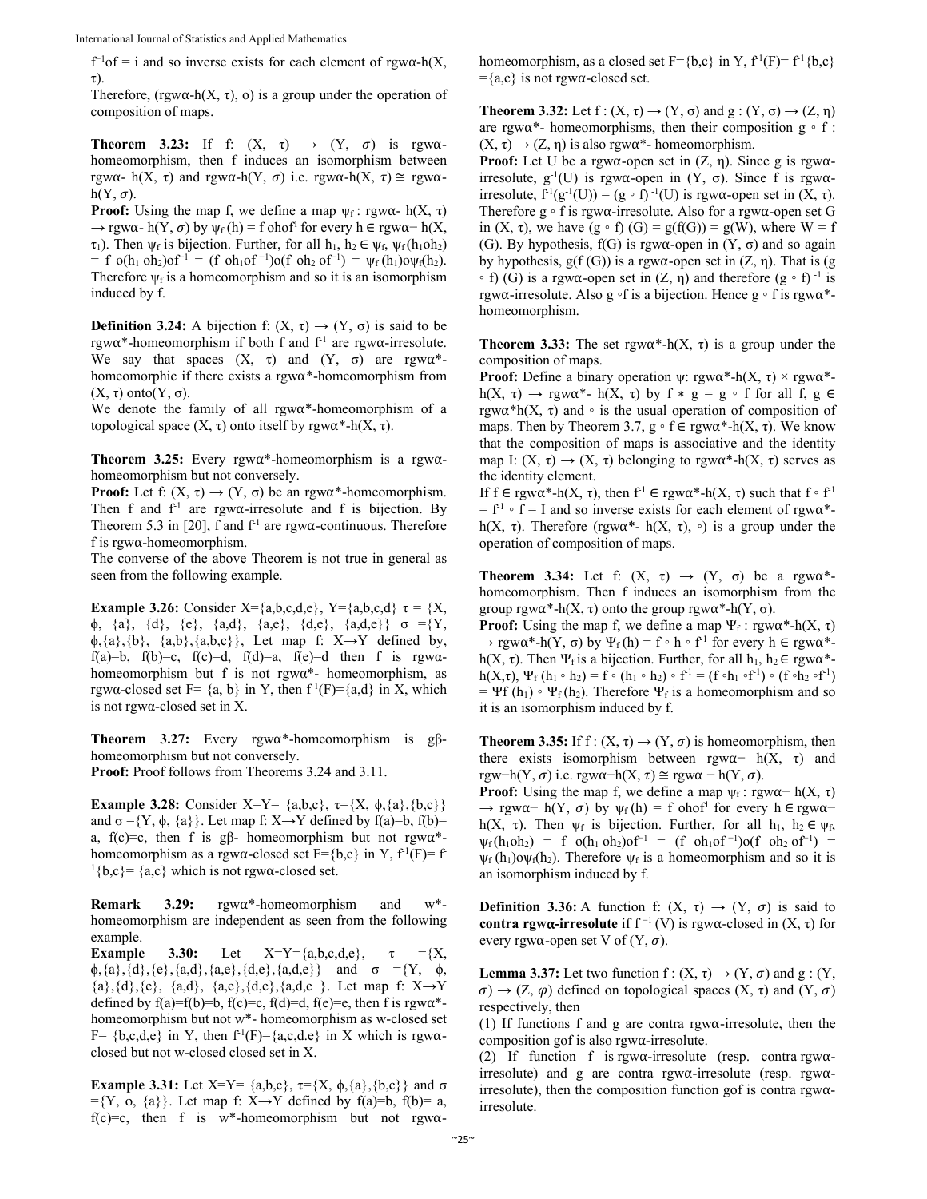$f^{-1}of = i$ and so inverse exists for each element of rgwα-h(X, τ).

Therefore, (rgwα-h(X, τ), o) is a group under the operation of composition of maps.

**Theorem 3.23:** If f: (X, τ) → (Y, σ) is rgwα-homeomorphism, then f induces an isomorphism between rgwα- h(X, τ) and rgwα-h(Y, σ) i.e. rgwα-h(X, τ) ≅ rgwα-h(Y, σ).

**Proof:** Using the map f, we define a map $\psi_f$ : rgwα- h(X, τ) → rgwα- h(Y, σ) by $\psi_f(h) = f ohof^{1}$ for every h ∈ rgwα− h(X, $\tau_1$). Then $\psi_f$ is bijection. Further, for all $h_1, h_2 \in \psi_f$, $\psi_f(h_1oh_2) = f\, o(h_1\, oh_2)of^{-1} = (f\, oh_1of^{-1})o(f\, oh_2\, of^{-1}) = \psi_f(h_1)o\psi_f(h_2)$. Therefore $\psi_f$ is a homeomorphism and so it is an isomorphism induced by f.

**Definition 3.24:** A bijection f: (X, τ) → (Y, σ) is said to be rgwα*-homeomorphism if both f and $f^{-1}$ are rgwα-irresolute. We say that spaces (X, τ) and (Y, σ) are rgwα*-homeomorphic if there exists a rgwα*-homeomorphism from (X, τ) onto(Y, σ).

We denote the family of all rgwα*-homeomorphism of a topological space (X, τ) onto itself by rgwα*-h(X, τ).

**Theorem 3.25:** Every rgwα*-homeomorphism is a rgwα-homeomorphism but not conversely.

**Proof:** Let f: (X, τ) → (Y, σ) be an rgwα*-homeomorphism. Then f and $f^{-1}$ are rgwα-irresolute and f is bijection. By Theorem 5.3 in [20], f and $f^{-1}$ are rgwα-continuous. Therefore f is rgwα-homeomorphism.

The converse of the above Theorem is not true in general as seen from the following example.

**Example 3.26:** Consider X={a,b,c,d,e}, Y={a,b,c,d} τ = {X, ϕ, {a}, {d}, {e}, {a,d}, {a,e}, {d,e}, {a,d,e}} σ ={Y, ϕ,{a},{b}, {a,b},{a,b,c}}, Let map f: X→Y defined by, f(a)=b, f(b)=c, f(c)=d, f(d)=a, f(e)=d then f is rgwα-homeomorphism but f is not rgwα*- homeomorphism, as rgwα-closed set F= {a, b} in Y, then $f^{-1}(F)$={a,d} in X, which is not rgwα-closed set in X.

**Theorem 3.27:** Every rgwα*-homeomorphism is gβ-homeomorphism but not conversely.

**Proof:** Proof follows from Theorems 3.24 and 3.11.

**Example 3.28:** Consider X=Y= {a,b,c}, τ={X, ϕ,{a},{b,c}} and σ ={Y, ϕ, {a}}. Let map f: X→Y defined by f(a)=b, f(b)= a, f(c)=c, then f is gβ- homeomorphism but not rgwα*-homeomorphism as a rgwα-closed set F={b,c} in Y, $f^{-1}(F)= f^{-1}$ {b,c}= {a,c} which is not rgwα-closed set.

**Remark 3.29:** rgwα*-homeomorphism and w*-homeomorphism are independent as seen from the following example.

**Example 3.30:** Let X=Y={a,b,c,d,e}, τ ={X, ϕ,{a},{d},{e},{a,d},{a,e},{d,e},{a,d,e}} and σ ={Y, ϕ, {a},{d},{e}, {a,d}, {a,e},{d,e},{a,d,e }. Let map f: X→Y defined by f(a)=f(b)=b, f(c)=c, f(d)=d, f(e)=e, then f is rgwα*-homeomorphism but not w*- homeomorphism as w-closed set F= {b,c,d,e} in Y, then $f^{-1}(F)$={a,c,d.e} in X which is rgwα-closed but not w-closed set in X.

**Example 3.31:** Let X=Y= {a,b,c}, τ={X, ϕ,{a},{b,c}} and σ ={Y, ϕ, {a}}. Let map f: X→Y defined by f(a)=b, f(b)= a, f(c)=c, then f is w*-homeomorphism but not rgwα-homeomorphism, as a closed set F={b,c} in Y, $f^{-1}(F)= f^{-1}$ {b,c} ={a,c} is not rgwα-closed set.

**Theorem 3.32:** Let f : (X, τ) → (Y, σ) and g : (Y, σ) → (Z, η) are rgwα*- homeomorphisms, then their composition g ∘ f : (X, τ) → (Z, η) is also rgwα*- homeomorphism.

**Proof:** Let U be a rgwα-open set in (Z, η). Since g is rgwα-irresolute, $g^{-1}(U)$ is rgwα-open in (Y, σ). Since f is rgwα-irresolute, $f^{-1}(g^{-1}(U)) = (g \circ f)^{-1}(U)$ is rgwα-open set in (X, τ). Therefore g ∘ f is rgwα-irresolute. Also for a rgwα-open set G in (X, τ), we have (g ∘ f) (G) = g(f(G)) = g(W), where W = f (G). By hypothesis, f(G) is rgwα-open in (Y, σ) and so again by hypothesis, g(f (G)) is a rgwα-open set in (Z, η). That is (g ∘ f) (G) is a rgwα-open set in (Z, η) and therefore $(g \circ f)^{-1}$ is rgwα-irresolute. Also g ∘f is a bijection. Hence g ∘ f is rgwα*-homeomorphism.

**Theorem 3.33:** The set rgwα*-h(X, τ) is a group under the composition of maps.

**Proof:** Define a binary operation ψ: rgwα*-h(X, τ) × rgwα*-h(X, τ) → rgwα*- h(X, τ) by f ∗ g = g ∘ f for all f, g ∈ rgwα*h(X, τ) and ∘ is the usual operation of composition of maps. Then by Theorem 3.7, g ∘ f ∈ rgwα*-h(X, τ). We know that the composition of maps is associative and the identity map I: (X, τ) → (X, τ) belonging to rgwα*-h(X, τ) serves as the identity element.

If f ∈ rgwα*-h(X, τ), then $f^{-1}$ ∈ rgwα*-h(X, τ) such that $f \circ f^{-1} = f^{-1} \circ f = I$ and so inverse exists for each element of rgwα*-h(X, τ). Therefore (rgwα*- h(X, τ), ∘) is a group under the operation of composition of maps.

**Theorem 3.34:** Let f: (X, τ) → (Y, σ) be a rgwα*-homeomorphism. Then f induces an isomorphism from the group rgwα*-h(X, τ) onto the group rgwα*-h(Y, σ).

**Proof:** Using the map f, we define a map $\Psi_f$ : rgwα*-h(X, τ) → rgwα*-h(Y, σ) by $\Psi_f(h) = f \circ h \circ f^{-1}$ for every h ∈ rgwα*-h(X, τ). Then $\Psi_f$ is a bijection. Further, for all $h_1, h_2$ ∈ rgwα*-h(X,τ), $\Psi_f(h_1 \circ h_2) = f \circ (h_1 \circ h_2) \circ f^{-1} = (f \circ h_1 \circ f^{-1}) \circ (f \circ h_2 \circ f^{-1}) = \Psi f(h_1) \circ \Psi_f(h_2)$. Therefore $\Psi_f$ is a homeomorphism and so it is an isomorphism induced by f.

**Theorem 3.35:** If f : (X, τ) → (Y, σ) is homeomorphism, then there exists isomorphism between rgwα− h(X, τ) and rgw−h(Y, σ) i.e. rgwα−h(X, τ) ≅ rgwα − h(Y, σ).

**Proof:** Using the map f, we define a map $\psi_f$ : rgwα− h(X, τ) → rgwα− h(Y, σ) by $\psi_f(h) = f ohof^{1}$ for every h ∈ rgwα− h(X, τ). Then $\psi_f$ is bijection. Further, for all $h_1, h_2 \in \psi_f$, $\psi_f(h_1oh_2) = f\, o(h_1\, oh_2)of^{-1} = (f\, oh_1of^{-1})o(f\, oh_2\, of^{-1}) = \psi_f(h_1)o\psi_f(h_2)$. Therefore $\psi_f$ is a homeomorphism and so it is an isomorphism induced by f.

**Definition 3.36:** A function f: (X, τ) → (Y, σ) is said to be **contra rgwα-irresolute** if $f^{-1}(V)$ is rgwα-closed in (X, τ) for every rgwα-open set V of (Y, σ).

**Lemma 3.37:** Let two function f : (X, τ) → (Y, σ) and g : (Y, σ) → (Z, φ) defined on topological spaces (X, τ) and (Y, σ) respectively, then

(1) If functions f and g are contra rgwα-irresolute, then the composition gof is also rgwα-irresolute.

(2) If function f is rgwα-irresolute (resp. contra rgwα-irresolute) and g are contra rgwα-irresolute (resp. rgwα-irresolute), then the composition function gof is contra rgwα-irresolute.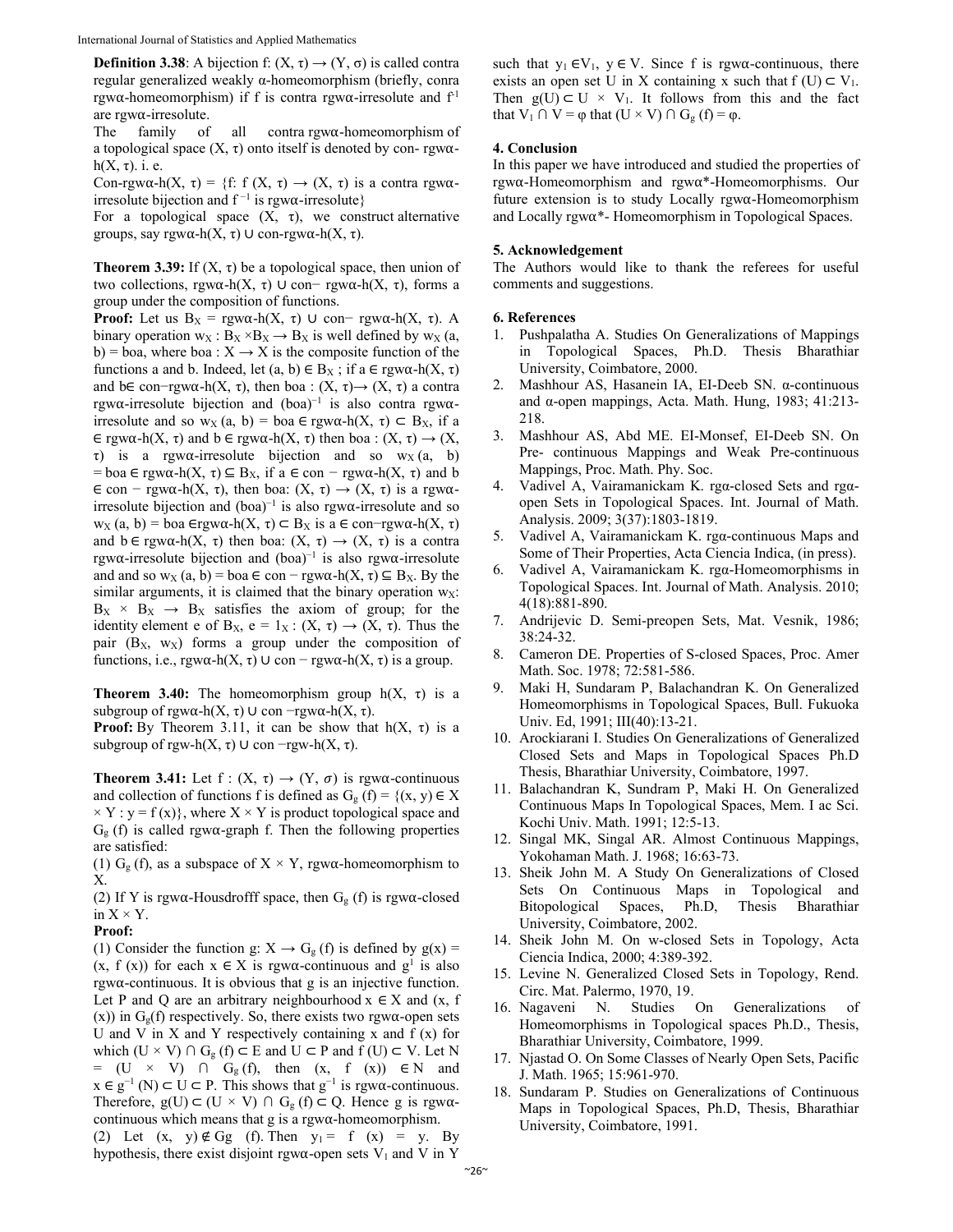**Definition 3.38**: A bijection f: $(X, \tau) \to (Y, \sigma)$ is called contra regular generalized weakly α-homeomorphism (briefly, conra rgwα-homeomorphism) if f is contra rgwα-irresolute and $f^{-1}$ are rgwα-irresolute.

The family of all contra rgwα-homeomorphism of a topological space $(X, \tau)$ onto itself is denoted by con- rgwα-h$(X, \tau)$. i. e.

Con-rgwα-h$(X, \tau)$ = {f: f $(X, \tau) \to (X, \tau)$ is a contra rgwα-irresolute bijection and $f^{-1}$ is rgwα-irresolute}

For a topological space $(X, \tau)$, we construct alternative groups, say rgwα-h$(X, \tau)$ ∪ con-rgwα-h$(X, \tau)$.

**Theorem 3.39:** If $(X, \tau)$ be a topological space, then union of two collections, rgwα-h$(X, \tau)$ ∪ con− rgwα-h$(X, \tau)$, forms a group under the composition of functions.

**Proof:** Let us $B_X$ = rgwα-h$(X, \tau)$ ∪ con− rgwα-h$(X, \tau)$. A binary operation $w_X : B_X \times B_X \to B_X$ is well defined by $w_X$ (a, b) = boa, where boa : $X \to X$ is the composite function of the functions a and b. Indeed, let (a, b) ∈ $B_X$ ; if a ∈ rgwα-h$(X, \tau)$ and b∈ con−rgwα-h$(X, \tau)$, then boa : $(X, \tau) \to (X, \tau)$ a contra rgwα-irresolute bijection and $(boa)^{-1}$ is also contra rgwα-irresolute and so $w_X$ (a, b) = boa ∈ rgwα-h$(X, \tau)$ ⊂ $B_X$, if a ∈ rgwα-h$(X, \tau)$ and b ∈ rgwα-h$(X, \tau)$ then boa : $(X, \tau) \to (X, \tau)$ is a rgwα-irresolute bijection and so $w_X$ (a, b) = boa ∈ rgwα-h$(X, \tau)$ ⊆ $B_X$, if a ∈ con − rgwα-h$(X, \tau)$ and b ∈ con − rgwα-h$(X, \tau)$, then boa: $(X, \tau) \to (X, \tau)$ is a rgwα-irresolute bijection and $(boa)^{-1}$ is also rgwα-irresolute and so $w_X$ (a, b) = boa ∈rgwα-h$(X, \tau)$ ⊂ $B_X$ is a ∈ con−rgwα-h$(X, \tau)$ and b ∈ rgwα-h$(X, \tau)$ then boa: $(X, \tau) \to (X, \tau)$ is a contra rgwα-irresolute bijection and $(boa)^{-1}$ is also rgwα-irresolute and and so $w_X$ (a, b) = boa ∈ con − rgwα-h$(X, \tau)$ ⊆ $B_X$. By the similar arguments, it is claimed that the binary operation $w_X$: $B_X \times B_X \to B_X$ satisfies the axiom of group; for the identity element e of $B_X$, e = $1_X$ : $(X, \tau) \to (X, \tau)$. Thus the pair ($B_X$, $w_X$) forms a group under the composition of functions, i.e., rgwα-h$(X, \tau)$ ∪ con − rgwα-h$(X, \tau)$ is a group.

**Theorem 3.40:** The homeomorphism group h$(X, \tau)$ is a subgroup of rgwα-h$(X, \tau)$ ∪ con −rgwα-h$(X, \tau)$.

**Proof:** By Theorem 3.11, it can be show that h$(X, \tau)$ is a subgroup of rgw-h$(X, \tau)$ ∪ con −rgw-h$(X, \tau)$.

**Theorem 3.41:** Let f : $(X, \tau) \to (Y, \sigma)$ is rgwα-continuous and collection of functions f is defined as $G_g$ (f) = {(x, y) ∈ X × Y : y = f (x)}, where X × Y is product topological space and $G_g$ (f) is called rgwα-graph f. Then the following properties are satisfied:

(1) $G_g$ (f), as a subspace of X × Y, rgwα-homeomorphism to X.

(2) If Y is rgwα-Housdrofff space, then $G_g$ (f) is rgwα-closed in X × Y.

**Proof:**

(1) Consider the function g: X → $G_g$ (f) is defined by g(x) = (x, f (x)) for each x ∈ X is rgwα-continuous and $g^1$ is also rgwα-continuous. It is obvious that g is an injective function. Let P and Q are an arbitrary neighbourhood x ∈ X and (x, f (x)) in $G_g$(f) respectively. So, there exists two rgwα-open sets U and V in X and Y respectively containing x and f (x) for which (U × V) ∩ $G_g$ (f) ⊂ E and U ⊂ P and f (U) ⊂ V. Let N = (U × V) ∩ $G_g$ (f), then (x, f (x)) ∈ N and x ∈ $g^{-1}$ (N) ⊂ U ⊂ P. This shows that $g^{-1}$ is rgwα-continuous. Therefore, g(U) ⊂ (U × V) ∩ $G_g$ (f) ⊂ Q. Hence g is rgwα-continuous which means that g is a rgwα-homeomorphism.

(2) Let (x, y) ∉ Gg (f). Then $y_1$ = f (x) = y. By hypothesis, there exist disjoint rgwα-open sets $V_1$ and V in Y such that $y_1$ ∈$V_1$, y ∈ V. Since f is rgwα-continuous, there exists an open set U in X containing x such that f (U) ⊂ $V_1$. Then g(U) ⊂ U × $V_1$. It follows from this and the fact that $V_1$ ∩ V = φ that (U × V) ∩ $G_g$ (f) = φ.

## 4. Conclusion

In this paper we have introduced and studied the properties of rgwα-Homeomorphism and rgwα*-Homeomorphisms. Our future extension is to study Locally rgwα-Homeomorphism and Locally rgwα*- Homeomorphism in Topological Spaces.

## 5. Acknowledgement

The Authors would like to thank the referees for useful comments and suggestions.

## 6. References

1. Pushpalatha A. Studies On Generalizations of Mappings in Topological Spaces, Ph.D. Thesis Bharathiar University, Coimbatore, 2000.
2. Mashhour AS, Hasanein IA, EI-Deeb SN. α-continuous and α-open mappings, Acta. Math. Hung, 1983; 41:213-218.
3. Mashhour AS, Abd ME. EI-Monsef, EI-Deeb SN. On Pre- continuous Mappings and Weak Pre-continuous Mappings, Proc. Math. Phy. Soc.
4. Vadivel A, Vairamanickam K. rgα-closed Sets and rgα-open Sets in Topological Spaces. Int. Journal of Math. Analysis. 2009; 3(37):1803-1819.
5. Vadivel A, Vairamanickam K. rgα-continuous Maps and Some of Their Properties, Acta Ciencia Indica, (in press).
6. Vadivel A, Vairamanickam K. rgα-Homeomorphisms in Topological Spaces. Int. Journal of Math. Analysis. 2010; 4(18):881-890.
7. Andrijevic D. Semi-preopen Sets, Mat. Vesnik, 1986; 38:24-32.
8. Cameron DE. Properties of S-closed Spaces, Proc. Amer Math. Soc. 1978; 72:581-586.
9. Maki H, Sundaram P, Balachandran K. On Generalized Homeomorphisms in Topological Spaces, Bull. Fukuoka Univ. Ed, 1991; III(40):13-21.
10. Arockiarani I. Studies On Generalizations of Generalized Closed Sets and Maps in Topological Spaces Ph.D Thesis, Bharathiar University, Coimbatore, 1997.
11. Balachandran K, Sundram P, Maki H. On Generalized Continuous Maps In Topological Spaces, Mem. I ac Sci. Kochi Univ. Math. 1991; 12:5-13.
12. Singal MK, Singal AR. Almost Continuous Mappings, Yokohaman Math. J. 1968; 16:63-73.
13. Sheik John M. A Study On Generalizations of Closed Sets On Continuous Maps in Topological and Bitopological Spaces, Ph.D, Thesis Bharathiar University, Coimbatore, 2002.
14. Sheik John M. On w-closed Sets in Topology, Acta Ciencia Indica, 2000; 4:389-392.
15. Levine N. Generalized Closed Sets in Topology, Rend. Circ. Mat. Palermo, 1970, 19.
16. Nagaveni N. Studies On Generalizations of Homeomorphisms in Topological spaces Ph.D., Thesis, Bharathiar University, Coimbatore, 1999.
17. Njastad O. On Some Classes of Nearly Open Sets, Pacific J. Math. 1965; 15:961-970.
18. Sundaram P. Studies on Generalizations of Continuous Maps in Topological Spaces, Ph.D, Thesis, Bharathiar University, Coimbatore, 1991.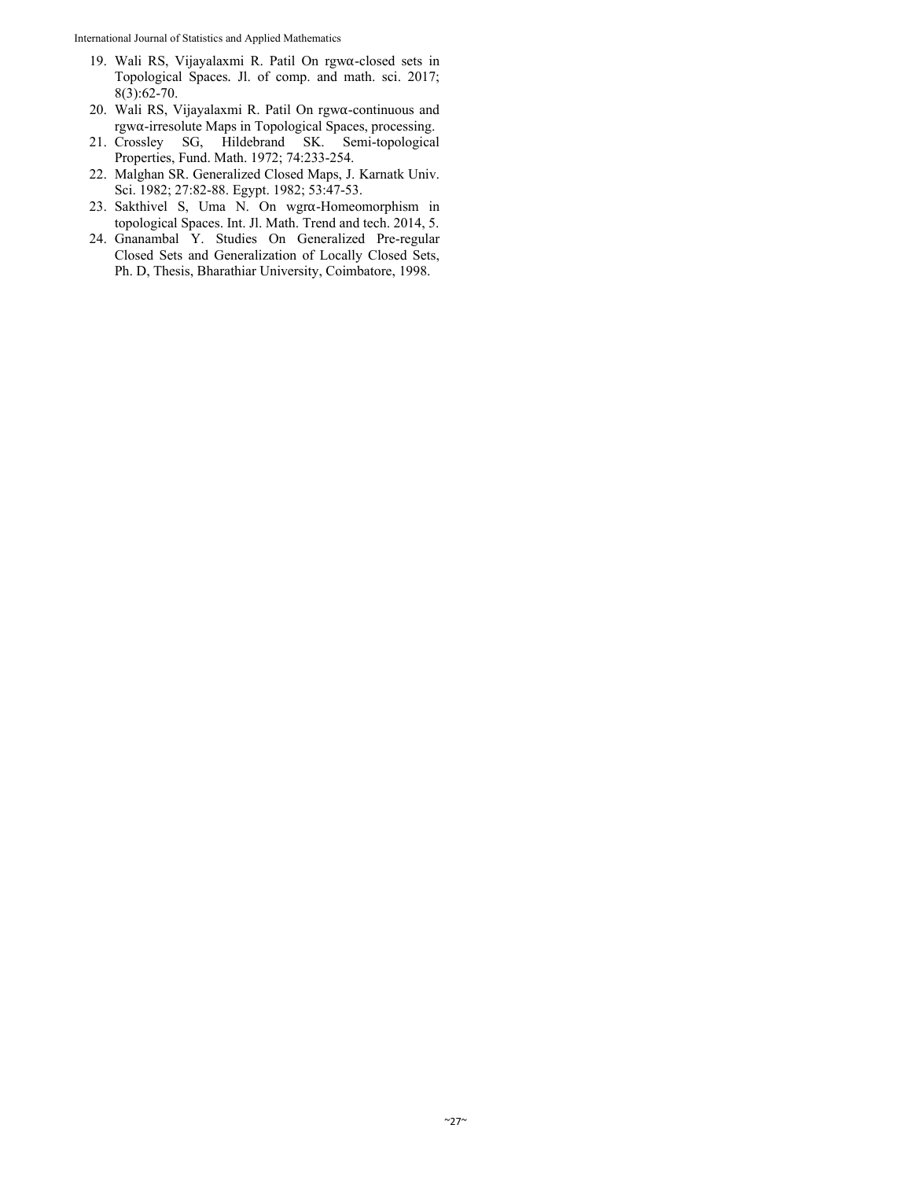19. Wali RS, Vijayalaxmi R. Patil On rgwα-closed sets in Topological Spaces. Jl. of comp. and math. sci. 2017; 8(3):62-70.
20. Wali RS, Vijayalaxmi R. Patil On rgwα-continuous and rgwα-irresolute Maps in Topological Spaces, processing.
21. Crossley SG, Hildebrand SK. Semi-topological Properties, Fund. Math. 1972; 74:233-254.
22. Malghan SR. Generalized Closed Maps, J. Karnatk Univ. Sci. 1982; 27:82-88. Egypt. 1982; 53:47-53.
23. Sakthivel S, Uma N. On wgrα-Homeomorphism in topological Spaces. Int. Jl. Math. Trend and tech. 2014, 5.
24. Gnanambal Y. Studies On Generalized Pre-regular Closed Sets and Generalization of Locally Closed Sets, Ph. D, Thesis, Bharathiar University, Coimbatore, 1998.